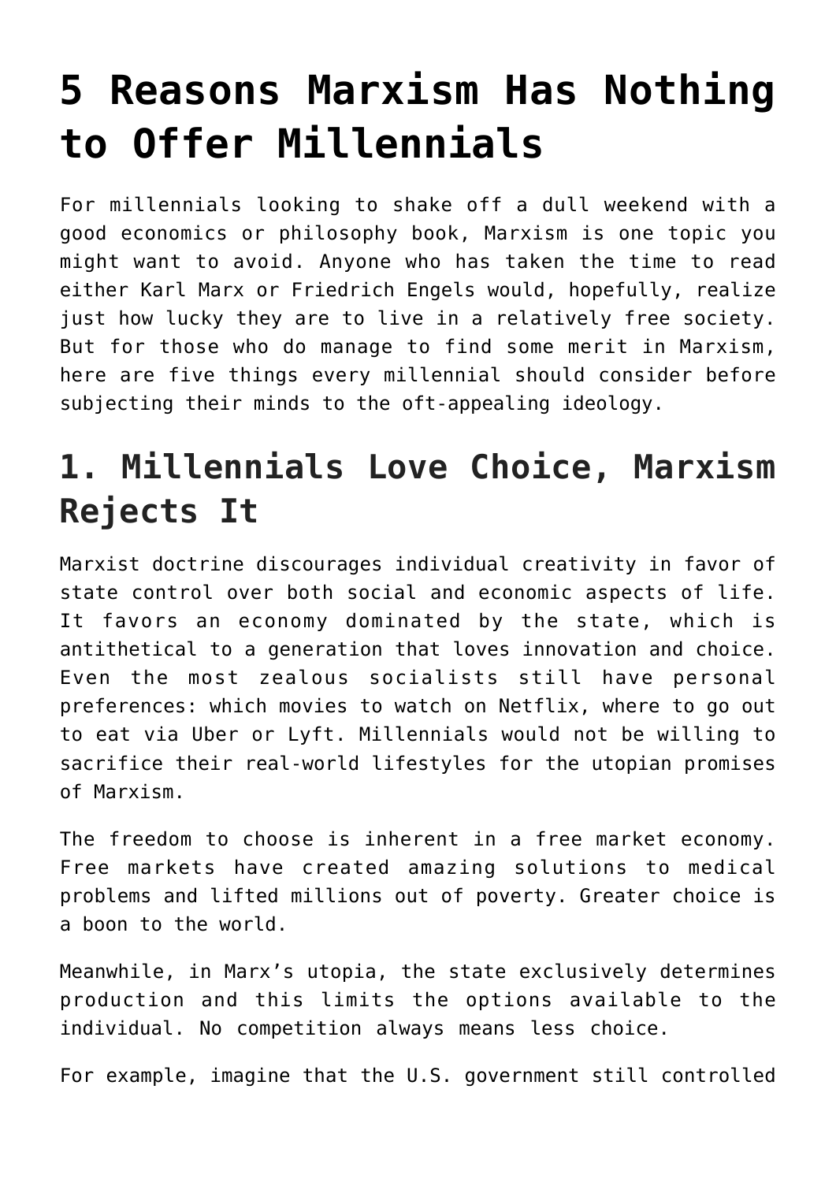# 5 Reasons Marxism Has Nothing to Offer Millennials

For millennials looking to shake off a dull weekend with a good economics or philosophy book, Marxism is one topic you might want to avoid. Anyone who has taken the time to read either Karl Marx or Friedrich Engels would, hopefully, realize just how lucky they are to live in a relatively free society. But for those who do manage to find some merit in Marxism, here are five things every millennial should consider before subjecting their minds to the oft-appealing ideology.

## 1. Millennials Love Choice, Marxism Rejects It

Marxist doctrine discourages individual creativity in favor of state control over both social and economic aspects of life. It favors an economy dominated by the state, which is antithetical to a generation that loves innovation and choice. Even the most zealous socialists still have personal preferences: which movies to watch on Netflix, where to go out to eat via Uber or Lyft. Millennials would not be willing to sacrifice their real-world lifestyles for the utopian promises of Marxism.

The freedom to choose is inherent in a free market economy. Free markets have created amazing solutions to medical problems and lifted millions out of poverty. Greater choice is a boon to the world.

Meanwhile, in Marx's utopia, the state exclusively determines production and this limits the options available to the individual. No competition always means less choice.

For example, imagine that the U.S. government still controlled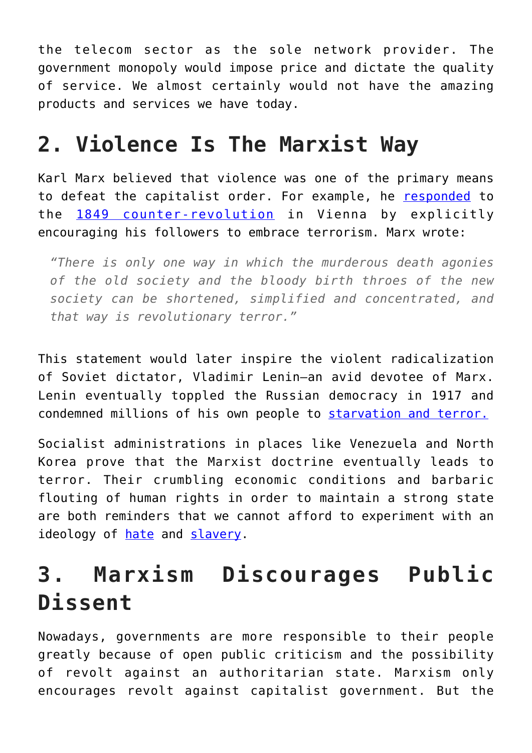the telecom sector as the sole network provider. The government monopoly would impose price and dictate the quality of service. We almost certainly would not have the amazing products and services we have today.

## 2. Violence Is The Marxist Way

Karl Marx believed that violence was one of the primary means to defeat the capitalist order. For example, he responded to the 1849 counter-revolution in Vienna by explicitly encouraging his followers to embrace terrorism. Marx wrote:

> *"There is only one way in which the murderous death agonies of the old society and the bloody birth throes of the new society can be shortened, simplified and concentrated, and that way is revolutionary terror."*

This statement would later inspire the violent radicalization of Soviet dictator, Vladimir Lenin—an avid devotee of Marx. Lenin eventually toppled the Russian democracy in 1917 and condemned millions of his own people to starvation and terror.

Socialist administrations in places like Venezuela and North Korea prove that the Marxist doctrine eventually leads to terror. Their crumbling economic conditions and barbaric flouting of human rights in order to maintain a strong state are both reminders that we cannot afford to experiment with an ideology of hate and slavery.

## 3. Marxism Discourages Public Dissent

Nowadays, governments are more responsible to their people greatly because of open public criticism and the possibility of revolt against an authoritarian state. Marxism only encourages revolt against capitalist government. But the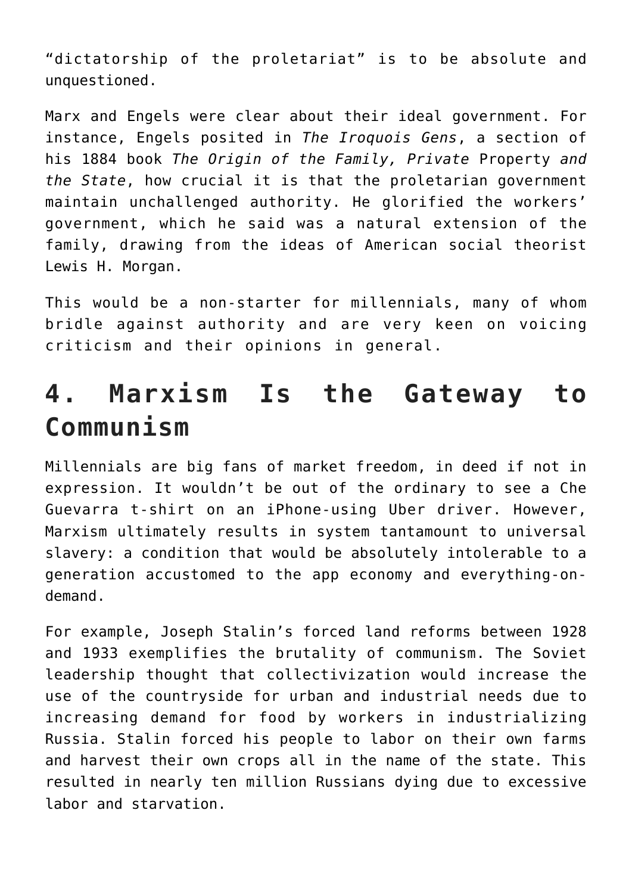"dictatorship of the proletariat" is to be absolute and unquestioned.

Marx and Engels were clear about their ideal government. For instance, Engels posited in *The Iroquois Gens*, a section of his 1884 book *The Origin of the Family, Private* Property *and the State*, how crucial it is that the proletarian government maintain unchallenged authority. He glorified the workers' government, which he said was a natural extension of the family, drawing from the ideas of American social theorist Lewis H. Morgan.

This would be a non-starter for millennials, many of whom bridle against authority and are very keen on voicing criticism and their opinions in general.

## 4. Marxism Is the Gateway to Communism

Millennials are big fans of market freedom, in deed if not in expression. It wouldn't be out of the ordinary to see a Che Guevarra t-shirt on an iPhone-using Uber driver. However, Marxism ultimately results in system tantamount to universal slavery: a condition that would be absolutely intolerable to a generation accustomed to the app economy and everything-on-demand.

For example, Joseph Stalin's forced land reforms between 1928 and 1933 exemplifies the brutality of communism. The Soviet leadership thought that collectivization would increase the use of the countryside for urban and industrial needs due to increasing demand for food by workers in industrializing Russia. Stalin forced his people to labor on their own farms and harvest their own crops all in the name of the state. This resulted in nearly ten million Russians dying due to excessive labor and starvation.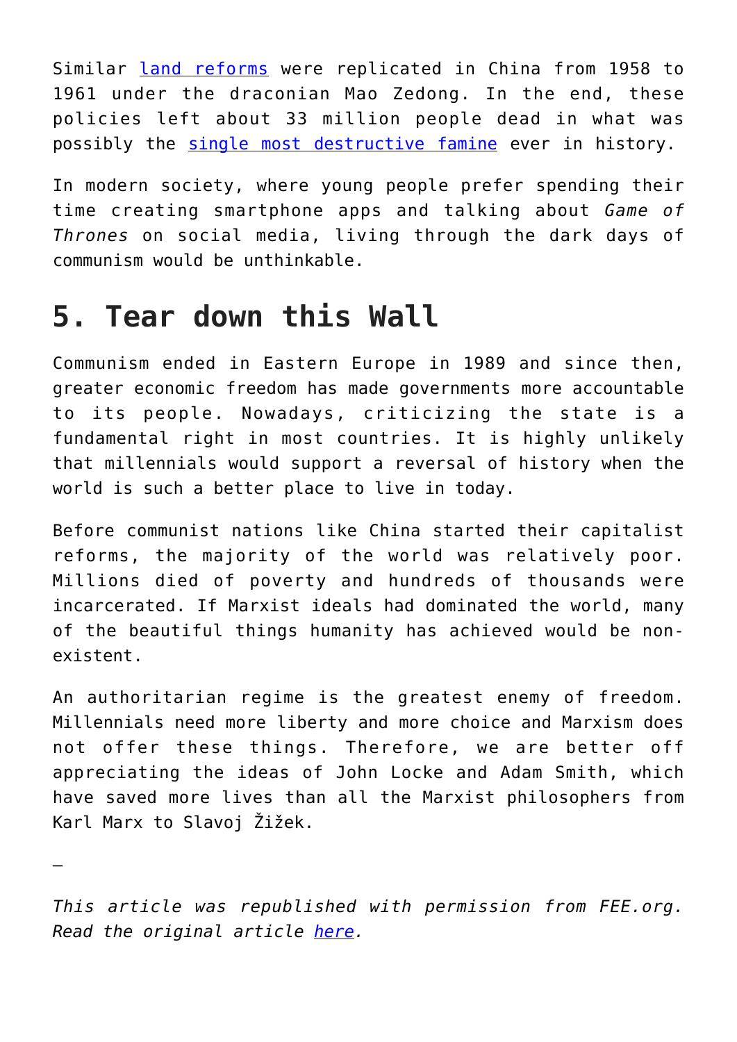Similar [land reforms] were replicated in China from 1958 to 1961 under the draconian Mao Zedong. In the end, these policies left about 33 million people dead in what was possibly the [single most destructive famine] ever in history.

In modern society, where young people prefer spending their time creating smartphone apps and talking about *Game of Thrones* on social media, living through the dark days of communism would be unthinkable.

## 5. Tear down this Wall

Communism ended in Eastern Europe in 1989 and since then, greater economic freedom has made governments more accountable to its people. Nowadays, criticizing the state is a fundamental right in most countries. It is highly unlikely that millennials would support a reversal of history when the world is such a better place to live in today.

Before communist nations like China started their capitalist reforms, the majority of the world was relatively poor. Millions died of poverty and hundreds of thousands were incarcerated. If Marxist ideals had dominated the world, many of the beautiful things humanity has achieved would be non-existent.

An authoritarian regime is the greatest enemy of freedom. Millennials need more liberty and more choice and Marxism does not offer these things. Therefore, we are better off appreciating the ideas of John Locke and Adam Smith, which have saved more lives than all the Marxist philosophers from Karl Marx to Slavoj Žižek.

—

*This article was republished with permission from FEE.org. Read the original article [here].*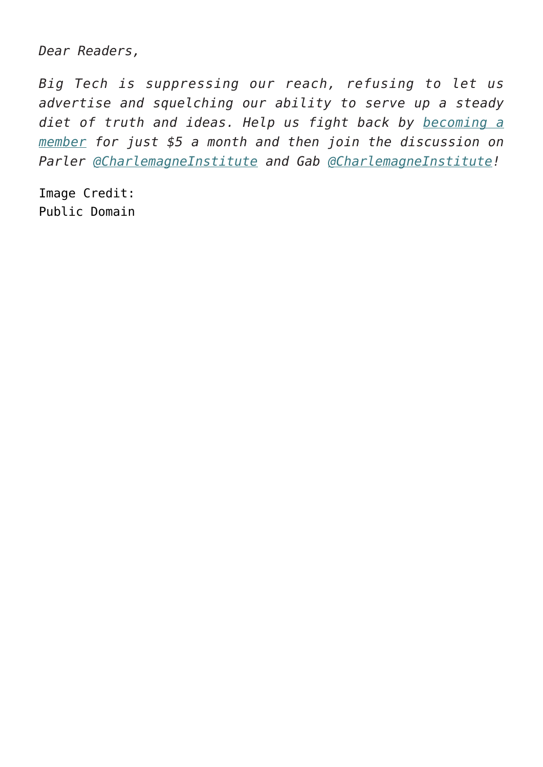*Dear Readers,*

*Big Tech is suppressing our reach, refusing to let us advertise and squelching our ability to serve up a steady diet of truth and ideas. Help us fight back by becoming a member for just $5 a month and then join the discussion on Parler @CharlemagneInstitute and Gab @CharlemagneInstitute!*

Image Credit:
Public Domain